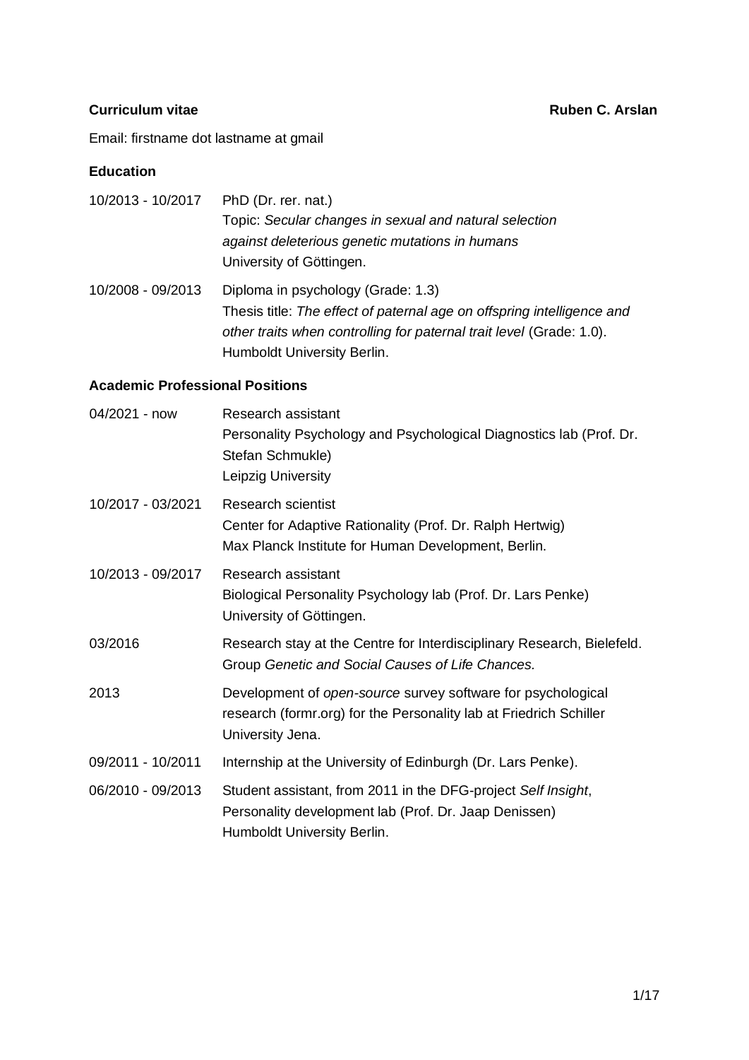**Curriculum vitae** **Ruben C. Arslan**

Email: firstname dot lastname at gmail

## Education

| | |
|---|---|
| 10/2013 - 10/2017 | PhD (Dr. rer. nat.)<br>Topic: *Secular changes in sexual and natural selection against deleterious genetic mutations in humans*<br>University of Göttingen. |
| 10/2008 - 09/2013 | Diploma in psychology (Grade: 1.3)<br>Thesis title: *The effect of paternal age on offspring intelligence and other traits when controlling for paternal trait level* (Grade: 1.0).<br>Humboldt University Berlin. |

## Academic Professional Positions

| | |
|---|---|
| 04/2021 - now | Research assistant<br>Personality Psychology and Psychological Diagnostics lab (Prof. Dr. Stefan Schmukle)<br>Leipzig University |
| 10/2017 - 03/2021 | Research scientist<br>Center for Adaptive Rationality (Prof. Dr. Ralph Hertwig)<br>Max Planck Institute for Human Development, Berlin. |
| 10/2013 - 09/2017 | Research assistant<br>Biological Personality Psychology lab (Prof. Dr. Lars Penke)<br>University of Göttingen. |
| 03/2016 | Research stay at the Centre for Interdisciplinary Research, Bielefeld.<br>Group *Genetic and Social Causes of Life Chances.* |
| 2013 | Development of *open-source* survey software for psychological research (formr.org) for the Personality lab at Friedrich Schiller University Jena. |
| 09/2011 - 10/2011 | Internship at the University of Edinburgh (Dr. Lars Penke). |
| 06/2010 - 09/2013 | Student assistant, from 2011 in the DFG-project *Self Insight*,<br>Personality development lab (Prof. Dr. Jaap Denissen)<br>Humboldt University Berlin. |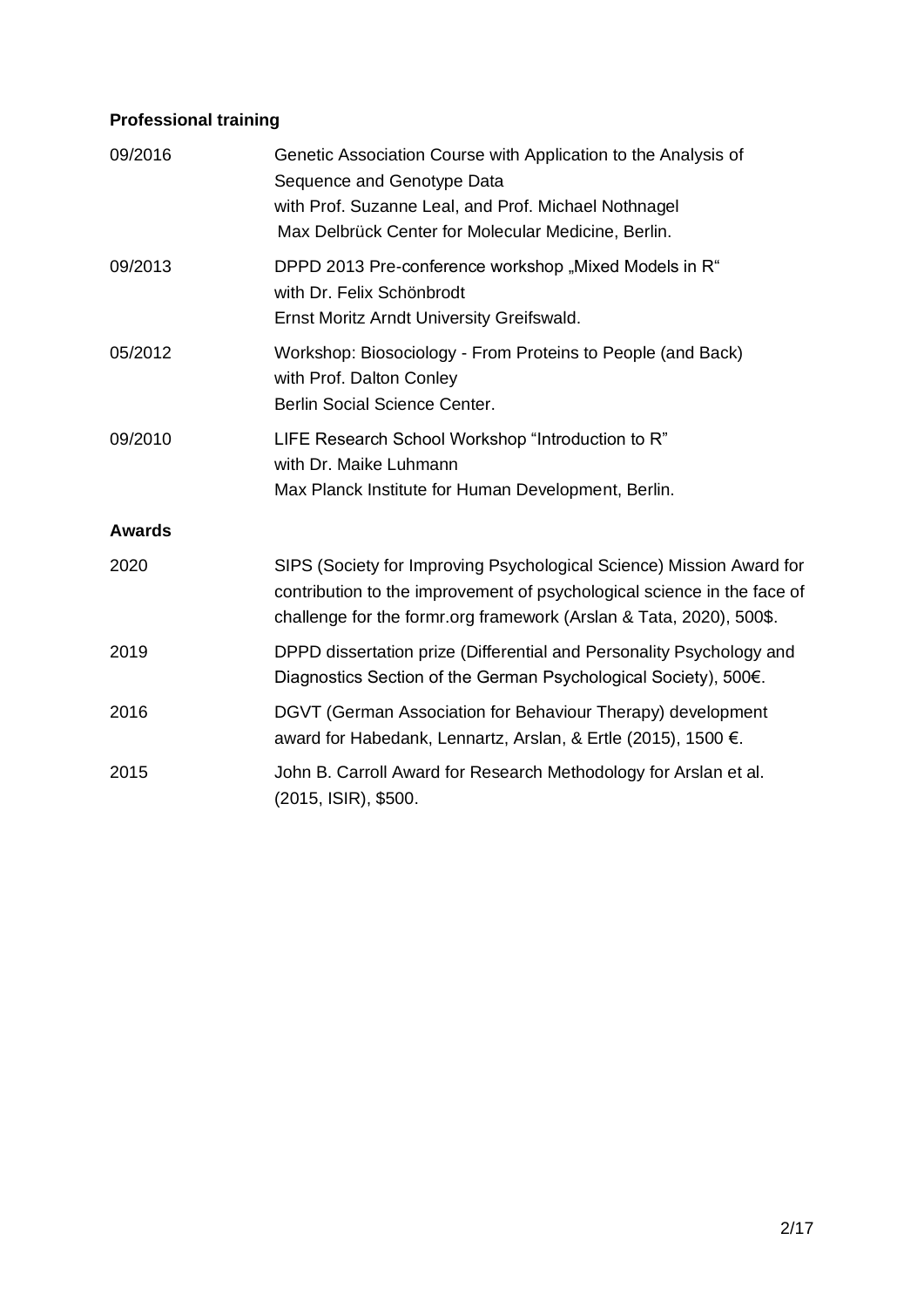**Professional training**

| | |
|---|---|
| 09/2016 | Genetic Association Course with Application to the Analysis of Sequence and Genotype Data<br>with Prof. Suzanne Leal, and Prof. Michael Nothnagel<br>Max Delbrück Center for Molecular Medicine, Berlin. |
| 09/2013 | DPPD 2013 Pre-conference workshop „Mixed Models in R“<br>with Dr. Felix Schönbrodt<br>Ernst Moritz Arndt University Greifswald. |
| 05/2012 | Workshop: Biosociology - From Proteins to People (and Back)<br>with Prof. Dalton Conley<br>Berlin Social Science Center. |
| 09/2010 | LIFE Research School Workshop "Introduction to R"<br>with Dr. Maike Luhmann<br>Max Planck Institute for Human Development, Berlin. |

**Awards**

| | |
|---|---|
| 2020 | SIPS (Society for Improving Psychological Science) Mission Award for contribution to the improvement of psychological science in the face of challenge for the formr.org framework (Arslan & Tata, 2020), 500$. |
| 2019 | DPPD dissertation prize (Differential and Personality Psychology and Diagnostics Section of the German Psychological Society), 500€. |
| 2016 | DGVT (German Association for Behaviour Therapy) development award for Habedank, Lennartz, Arslan, & Ertle (2015), 1500 €. |
| 2015 | John B. Carroll Award for Research Methodology for Arslan et al. (2015, ISIR), $500. |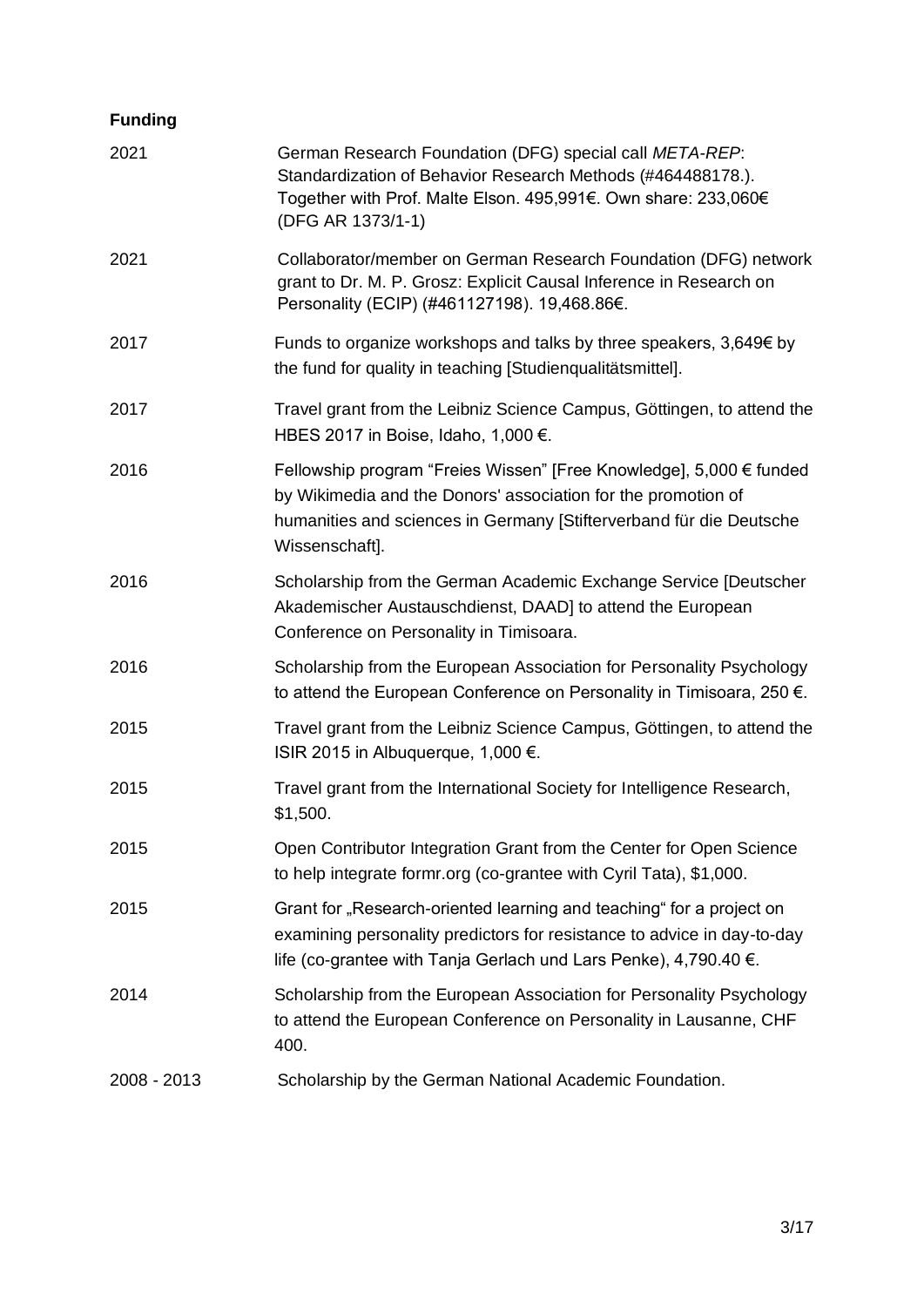**Funding**

| | |
|---|---|
| 2021 | German Research Foundation (DFG) special call *META-REP*: Standardization of Behavior Research Methods (#464488178.). Together with Prof. Malte Elson. 495,991€. Own share: 233,060€ (DFG AR 1373/1-1) |
| 2021 | Collaborator/member on German Research Foundation (DFG) network grant to Dr. M. P. Grosz: Explicit Causal Inference in Research on Personality (ECIP) (#461127198). 19,468.86€. |
| 2017 | Funds to organize workshops and talks by three speakers, 3,649€ by the fund for quality in teaching [Studienqualitätsmittel]. |
| 2017 | Travel grant from the Leibniz Science Campus, Göttingen, to attend the HBES 2017 in Boise, Idaho, 1,000 €. |
| 2016 | Fellowship program "Freies Wissen" [Free Knowledge], 5,000 € funded by Wikimedia and the Donors' association for the promotion of humanities and sciences in Germany [Stifterverband für die Deutsche Wissenschaft]. |
| 2016 | Scholarship from the German Academic Exchange Service [Deutscher Akademischer Austauschdienst, DAAD] to attend the European Conference on Personality in Timisoara. |
| 2016 | Scholarship from the European Association for Personality Psychology to attend the European Conference on Personality in Timisoara, 250 €. |
| 2015 | Travel grant from the Leibniz Science Campus, Göttingen, to attend the ISIR 2015 in Albuquerque, 1,000 €. |
| 2015 | Travel grant from the International Society for Intelligence Research, $1,500. |
| 2015 | Open Contributor Integration Grant from the Center for Open Science to help integrate formr.org (co-grantee with Cyril Tata), $1,000. |
| 2015 | Grant for „Research-oriented learning and teaching" for a project on examining personality predictors for resistance to advice in day-to-day life (co-grantee with Tanja Gerlach und Lars Penke), 4,790.40 €. |
| 2014 | Scholarship from the European Association for Personality Psychology to attend the European Conference on Personality in Lausanne, CHF 400. |
| 2008 - 2013 | Scholarship by the German National Academic Foundation. |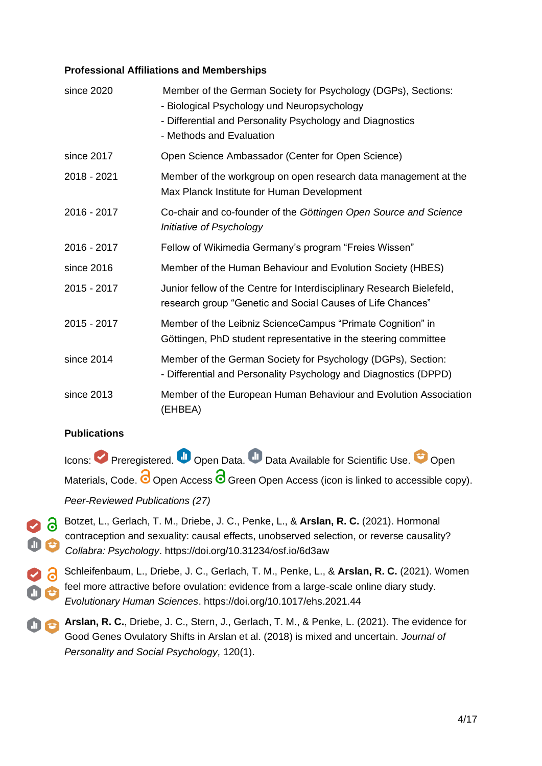**Professional Affiliations and Memberships**

| | |
|---|---|
| since 2020 | Member of the German Society for Psychology (DGPs), Sections:<br>- Biological Psychology und Neuropsychology<br>- Differential and Personality Psychology and Diagnostics<br>- Methods and Evaluation |
| since 2017 | Open Science Ambassador (Center for Open Science) |
| 2018 - 2021 | Member of the workgroup on open research data management at the Max Planck Institute for Human Development |
| 2016 - 2017 | Co-chair and co-founder of the *Göttingen Open Source and Science Initiative of Psychology* |
| 2016 - 2017 | Fellow of Wikimedia Germany's program "Freies Wissen" |
| since 2016 | Member of the Human Behaviour and Evolution Society (HBES) |
| 2015 - 2017 | Junior fellow of the Centre for Interdisciplinary Research Bielefeld, research group "Genetic and Social Causes of Life Chances" |
| 2015 - 2017 | Member of the Leibniz ScienceCampus "Primate Cognition" in Göttingen, PhD student representative in the steering committee |
| since 2014 | Member of the German Society for Psychology (DGPs), Section:<br>- Differential and Personality Psychology and Diagnostics (DPPD) |
| since 2013 | Member of the European Human Behaviour and Evolution Association (EHBEA) |

**Publications**

Icons: Preregistered. Open Data. Data Available for Scientific Use. Open Materials, Code. Open Access Green Open Access (icon is linked to accessible copy).

*Peer-Reviewed Publications (27)*

Botzet, L., Gerlach, T. M., Driebe, J. C., Penke, L., & **Arslan, R. C.** (2021). Hormonal contraception and sexuality: causal effects, unobserved selection, or reverse causality? *Collabra: Psychology*. https://doi.org/10.31234/osf.io/6d3aw

Schleifenbaum, L., Driebe, J. C., Gerlach, T. M., Penke, L., & **Arslan, R. C.** (2021). Women feel more attractive before ovulation: evidence from a large-scale online diary study. *Evolutionary Human Sciences*. https://doi.org/10.1017/ehs.2021.44

**Arslan, R. C.**, Driebe, J. C., Stern, J., Gerlach, T. M., & Penke, L. (2021). The evidence for Good Genes Ovulatory Shifts in Arslan et al. (2018) is mixed and uncertain. *Journal of Personality and Social Psychology,* 120(1).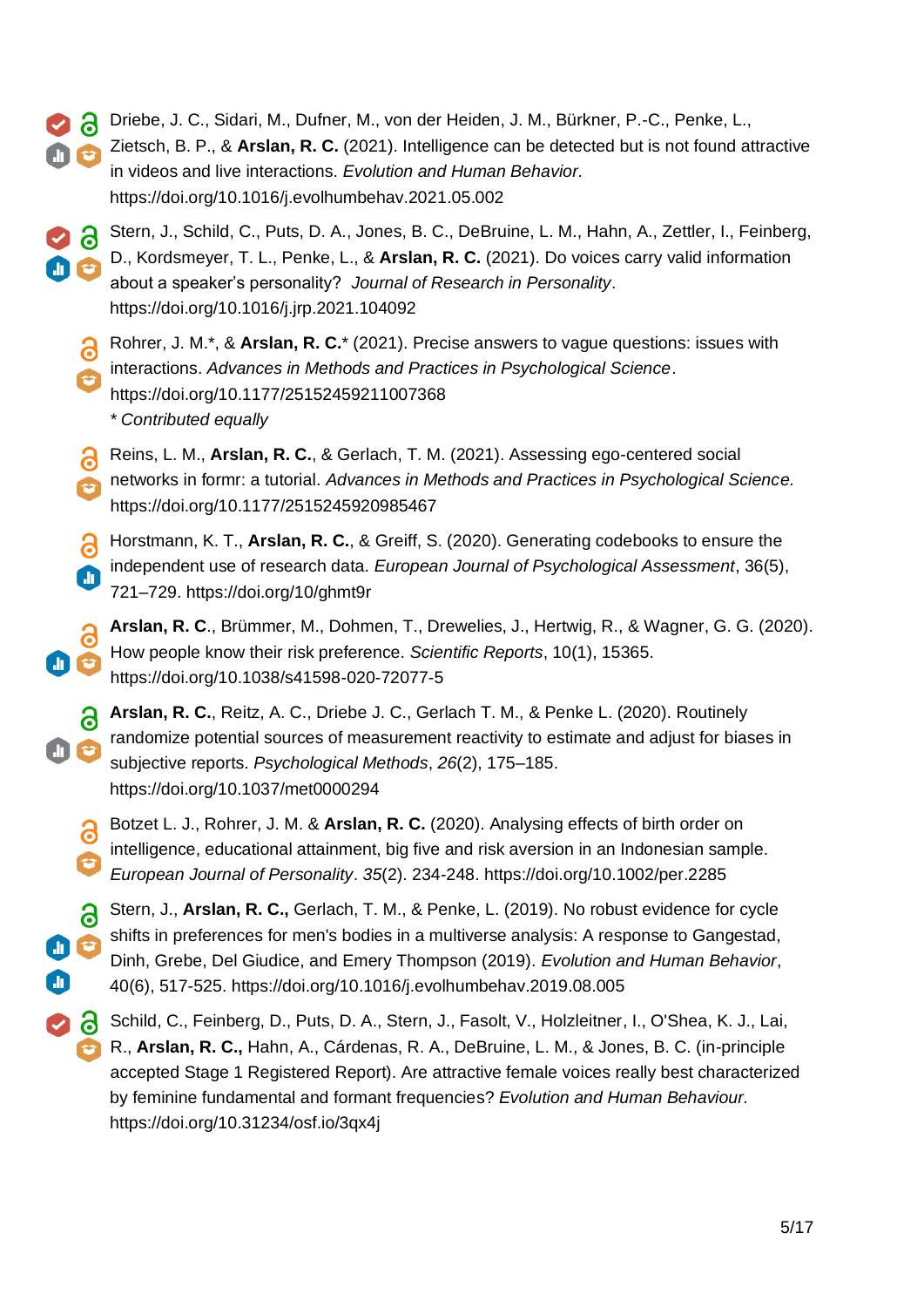Driebe, J. C., Sidari, M., Dufner, M., von der Heiden, J. M., Bürkner, P.-C., Penke, L., Zietsch, B. P., & **Arslan, R. C.** (2021). Intelligence can be detected but is not found attractive in videos and live interactions. *Evolution and Human Behavior.* https://doi.org/10.1016/j.evolhumbehav.2021.05.002

Stern, J., Schild, C., Puts, D. A., Jones, B. C., DeBruine, L. M., Hahn, A., Zettler, I., Feinberg, D., Kordsmeyer, T. L., Penke, L., & **Arslan, R. C.** (2021). Do voices carry valid information about a speaker's personality? *Journal of Research in Personality*. https://doi.org/10.1016/j.jrp.2021.104092

Rohrer, J. M.*, & **Arslan, R. C.*** (2021). Precise answers to vague questions: issues with interactions. *Advances in Methods and Practices in Psychological Science*. https://doi.org/10.1177/25152459211007368
*\* Contributed equally*

Reins, L. M., **Arslan, R. C.**, & Gerlach, T. M. (2021). Assessing ego-centered social networks in formr: a tutorial. *Advances in Methods and Practices in Psychological Science.* https://doi.org/10.1177/2515245920985467

Horstmann, K. T., **Arslan, R. C.**, & Greiff, S. (2020). Generating codebooks to ensure the independent use of research data. *European Journal of Psychological Assessment*, 36(5), 721–729. https://doi.org/10/ghmt9r

**Arslan, R. C**., Brümmer, M., Dohmen, T., Drewelies, J., Hertwig, R., & Wagner, G. G. (2020). How people know their risk preference. *Scientific Reports*, 10(1), 15365. https://doi.org/10.1038/s41598-020-72077-5

**Arslan, R. C.**, Reitz, A. C., Driebe J. C., Gerlach T. M., & Penke L. (2020). Routinely randomize potential sources of measurement reactivity to estimate and adjust for biases in subjective reports. *Psychological Methods*, *26*(2), 175–185. https://doi.org/10.1037/met0000294

Botzet L. J., Rohrer, J. M. & **Arslan, R. C.** (2020). Analysing effects of birth order on intelligence, educational attainment, big five and risk aversion in an Indonesian sample. *European Journal of Personality*. *35*(2). 234-248. https://doi.org/10.1002/per.2285

Stern, J., **Arslan, R. C.,** Gerlach, T. M., & Penke, L. (2019). No robust evidence for cycle shifts in preferences for men's bodies in a multiverse analysis: A response to Gangestad, Dinh, Grebe, Del Giudice, and Emery Thompson (2019). *Evolution and Human Behavior*, 40(6), 517-525. https://doi.org/10.1016/j.evolhumbehav.2019.08.005

Schild, C., Feinberg, D., Puts, D. A., Stern, J., Fasolt, V., Holzleitner, I., O'Shea, K. J., Lai, R., **Arslan, R. C.,** Hahn, A., Cárdenas, R. A., DeBruine, L. M., & Jones, B. C. (in-principle accepted Stage 1 Registered Report). Are attractive female voices really best characterized by feminine fundamental and formant frequencies? *Evolution and Human Behaviour.* https://doi.org/10.31234/osf.io/3qx4j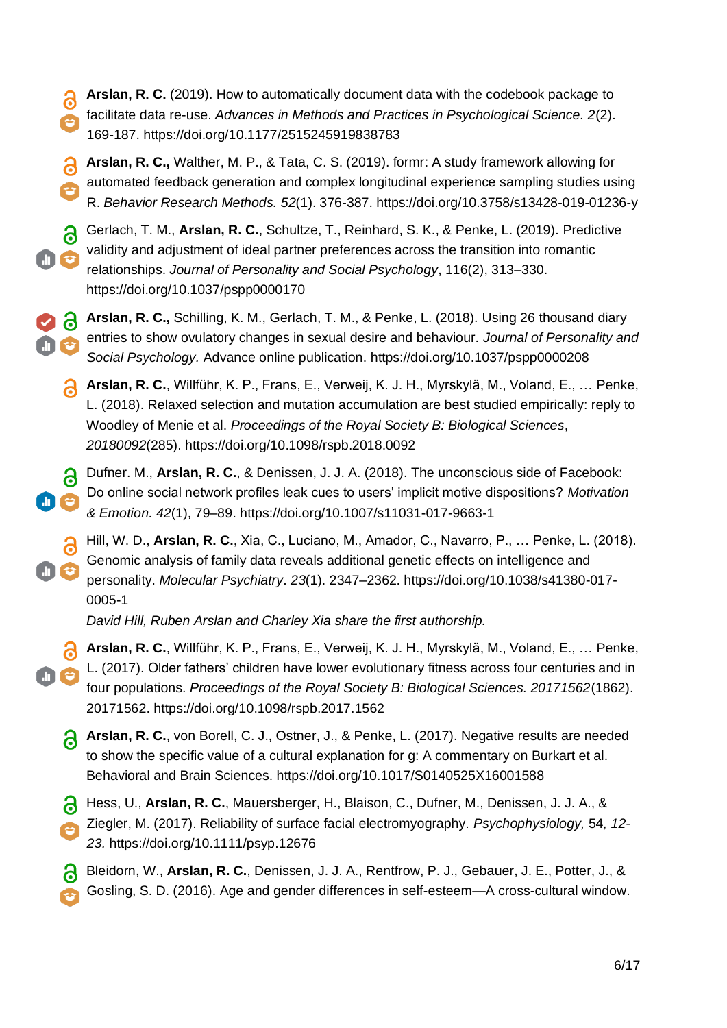**Arslan, R. C.** (2019). How to automatically document data with the codebook package to facilitate data re-use. *Advances in Methods and Practices in Psychological Science. 2*(2). 169-187. https://doi.org/10.1177/2515245919838783

**Arslan, R. C.,** Walther, M. P., & Tata, C. S. (2019). formr: A study framework allowing for automated feedback generation and complex longitudinal experience sampling studies using R. *Behavior Research Methods. 52*(1). 376-387. https://doi.org/10.3758/s13428-019-01236-y

Gerlach, T. M., **Arslan, R. C.**, Schultze, T., Reinhard, S. K., & Penke, L. (2019). Predictive validity and adjustment of ideal partner preferences across the transition into romantic relationships. *Journal of Personality and Social Psychology*, 116(2), 313–330. https://doi.org/10.1037/pspp0000170

**Arslan, R. C.,** Schilling, K. M., Gerlach, T. M., & Penke, L. (2018). Using 26 thousand diary entries to show ovulatory changes in sexual desire and behaviour. *Journal of Personality and Social Psychology.* Advance online publication. https://doi.org/10.1037/pspp0000208

**Arslan, R. C.**, Willführ, K. P., Frans, E., Verweij, K. J. H., Myrskylä, M., Voland, E., … Penke, L. (2018). Relaxed selection and mutation accumulation are best studied empirically: reply to Woodley of Menie et al. *Proceedings of the Royal Society B: Biological Sciences*, *20180092*(285). https://doi.org/10.1098/rspb.2018.0092

Dufner. M., **Arslan, R. C.**, & Denissen, J. J. A. (2018). The unconscious side of Facebook: Do online social network profiles leak cues to users' implicit motive dispositions? *Motivation & Emotion. 42*(1), 79–89. https://doi.org/10.1007/s11031-017-9663-1

Hill, W. D., **Arslan, R. C.**, Xia, C., Luciano, M., Amador, C., Navarro, P., … Penke, L. (2018). Genomic analysis of family data reveals additional genetic effects on intelligence and personality. *Molecular Psychiatry*. *23*(1). 2347–2362. https://doi.org/10.1038/s41380-017-0005-1

*David Hill, Ruben Arslan and Charley Xia share the first authorship.*

**Arslan, R. C.**, Willführ, K. P., Frans, E., Verweij, K. J. H., Myrskylä, M., Voland, E., … Penke, L. (2017). Older fathers' children have lower evolutionary fitness across four centuries and in four populations. *Proceedings of the Royal Society B: Biological Sciences. 20171562*(1862). 20171562. https://doi.org/10.1098/rspb.2017.1562

**Arslan, R. C.**, von Borell, C. J., Ostner, J., & Penke, L. (2017). Negative results are needed to show the specific value of a cultural explanation for g: A commentary on Burkart et al. Behavioral and Brain Sciences. https://doi.org/10.1017/S0140525X16001588

Hess, U., **Arslan, R. C.**, Mauersberger, H., Blaison, C., Dufner, M., Denissen, J. J. A., & Ziegler, M. (2017). Reliability of surface facial electromyography. *Psychophysiology,* 54*, 12-23.* https://doi.org/10.1111/psyp.12676

Bleidorn, W., **Arslan, R. C.**, Denissen, J. J. A., Rentfrow, P. J., Gebauer, J. E., Potter, J., & Gosling, S. D. (2016). Age and gender differences in self-esteem—A cross-cultural window.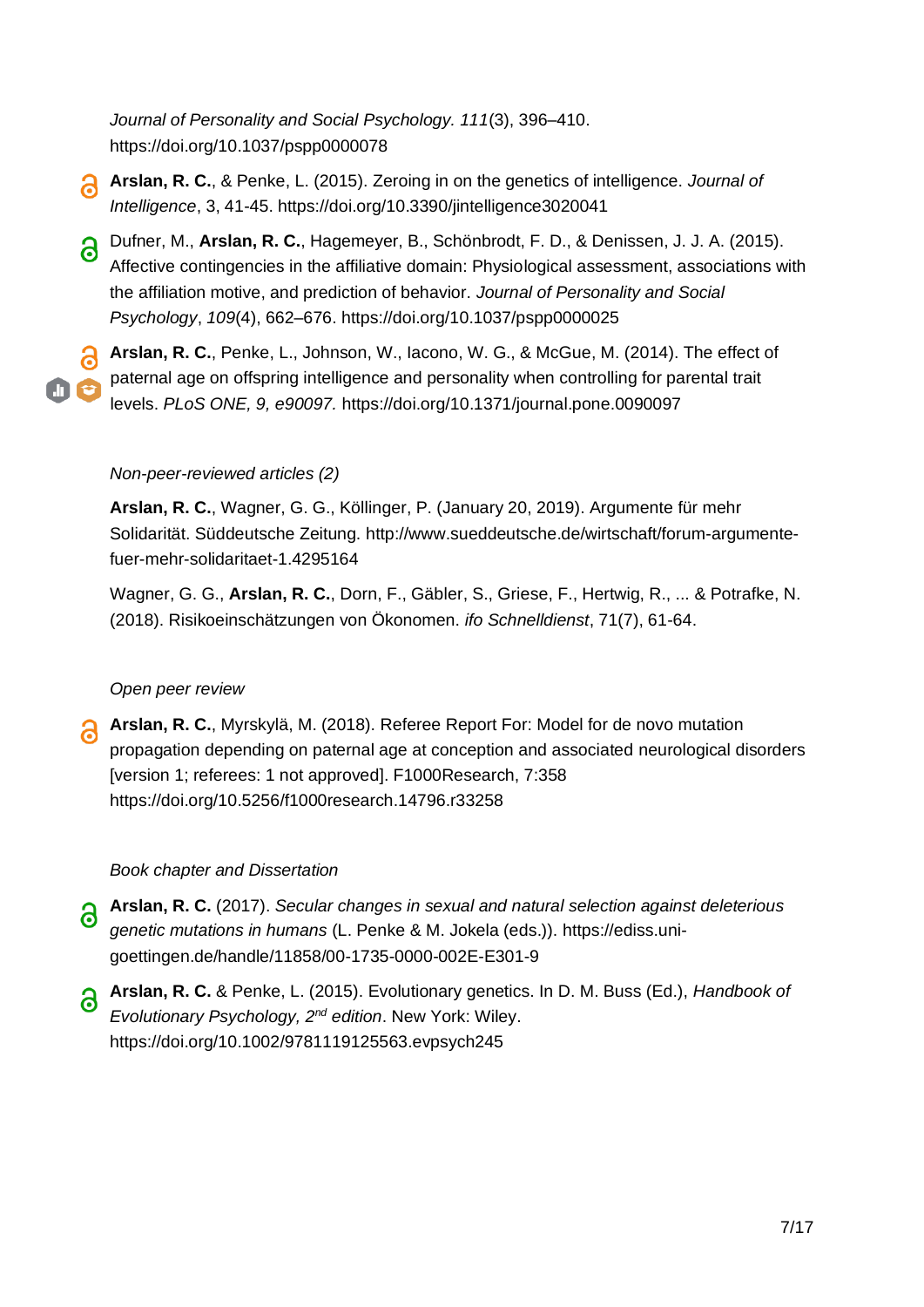*Journal of Personality and Social Psychology. 111*(3), 396–410. https://doi.org/10.1037/pspp0000078

**Arslan, R. C.**, & Penke, L. (2015). Zeroing in on the genetics of intelligence. *Journal of Intelligence*, 3, 41-45. https://doi.org/10.3390/jintelligence3020041

Dufner, M., **Arslan, R. C.**, Hagemeyer, B., Schönbrodt, F. D., & Denissen, J. J. A. (2015). Affective contingencies in the affiliative domain: Physiological assessment, associations with the affiliation motive, and prediction of behavior. *Journal of Personality and Social Psychology*, *109*(4), 662–676. https://doi.org/10.1037/pspp0000025

**Arslan, R. C.**, Penke, L., Johnson, W., Iacono, W. G., & McGue, M. (2014). The effect of paternal age on offspring intelligence and personality when controlling for parental trait levels. *PLoS ONE, 9, e90097.* https://doi.org/10.1371/journal.pone.0090097

*Non-peer-reviewed articles (2)*

**Arslan, R. C.**, Wagner, G. G., Köllinger, P. (January 20, 2019). Argumente für mehr Solidarität. Süddeutsche Zeitung. http://www.sueddeutsche.de/wirtschaft/forum-argumente-fuer-mehr-solidaritaet-1.4295164

Wagner, G. G., **Arslan, R. C.**, Dorn, F., Gäbler, S., Griese, F., Hertwig, R., ... & Potrafke, N. (2018). Risikoeinschätzungen von Ökonomen. *ifo Schnelldienst*, 71(7), 61-64.

*Open peer review*

**Arslan, R. C.**, Myrskylä, M. (2018). Referee Report For: Model for de novo mutation propagation depending on paternal age at conception and associated neurological disorders [version 1; referees: 1 not approved]. F1000Research, 7:358 https://doi.org/10.5256/f1000research.14796.r33258

*Book chapter and Dissertation*

**Arslan, R. C.** (2017). *Secular changes in sexual and natural selection against deleterious genetic mutations in humans* (L. Penke & M. Jokela (eds.)). https://ediss.uni-goettingen.de/handle/11858/00-1735-0000-002E-E301-9

**Arslan, R. C.** & Penke, L. (2015). Evolutionary genetics. In D. M. Buss (Ed.), *Handbook of Evolutionary Psychology, 2nd edition*. New York: Wiley. https://doi.org/10.1002/9781119125563.evpsych245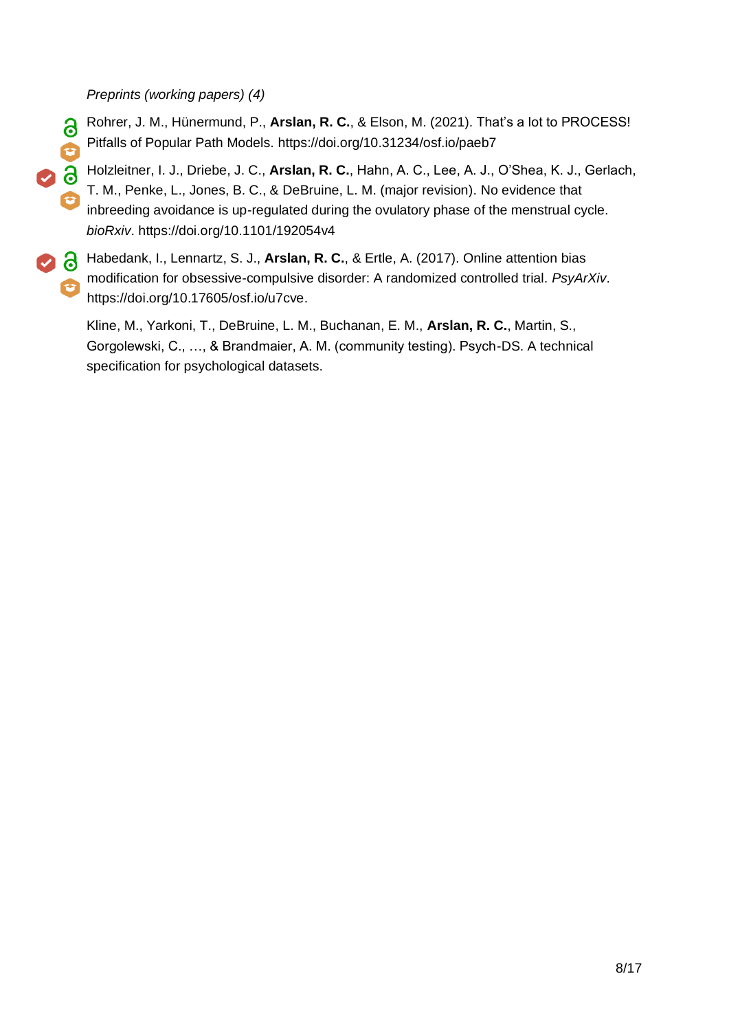*Preprints (working papers) (4)*

Rohrer, J. M., Hünermund, P., **Arslan, R. C.**, & Elson, M. (2021). That's a lot to PROCESS! Pitfalls of Popular Path Models. https://doi.org/10.31234/osf.io/paeb7

Holzleitner, I. J., Driebe, J. C., **Arslan, R. C.**, Hahn, A. C., Lee, A. J., O'Shea, K. J., Gerlach, T. M., Penke, L., Jones, B. C., & DeBruine, L. M. (major revision). No evidence that inbreeding avoidance is up-regulated during the ovulatory phase of the menstrual cycle. *bioRxiv*. https://doi.org/10.1101/192054v4

Habedank, I., Lennartz, S. J., **Arslan, R. C.**, & Ertle, A. (2017). Online attention bias modification for obsessive-compulsive disorder: A randomized controlled trial. *PsyArXiv*. https://doi.org/10.17605/osf.io/u7cve.

Kline, M., Yarkoni, T., DeBruine, L. M., Buchanan, E. M., **Arslan, R. C.**, Martin, S., Gorgolewski, C., …, & Brandmaier, A. M. (community testing). Psych-DS. A technical specification for psychological datasets.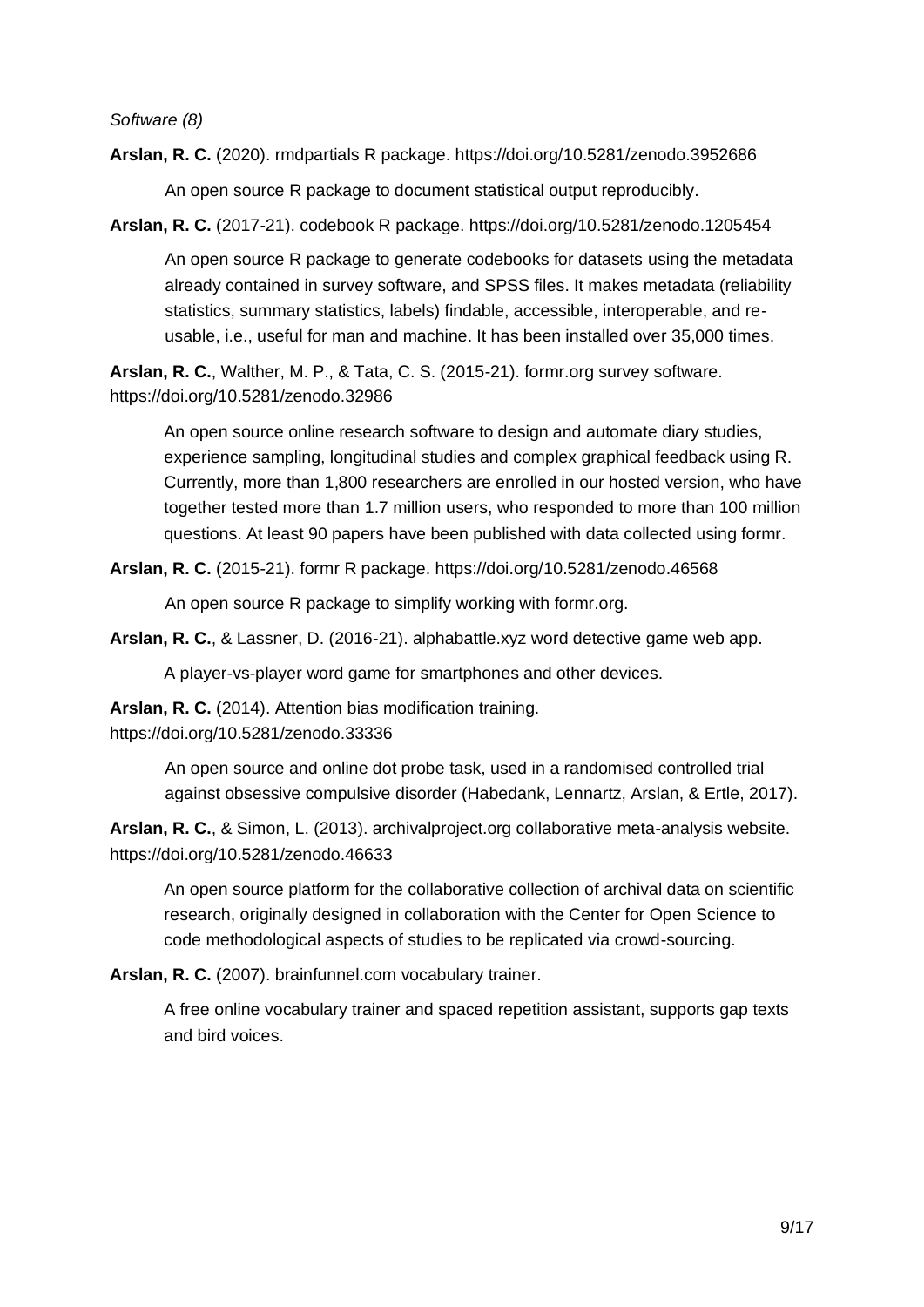*Software (8)*

**Arslan, R. C.** (2020). rmdpartials R package. https://doi.org/10.5281/zenodo.3952686

An open source R package to document statistical output reproducibly.

**Arslan, R. C.** (2017-21). codebook R package. https://doi.org/10.5281/zenodo.1205454

An open source R package to generate codebooks for datasets using the metadata already contained in survey software, and SPSS files. It makes metadata (reliability statistics, summary statistics, labels) findable, accessible, interoperable, and re-usable, i.e., useful for man and machine. It has been installed over 35,000 times.

**Arslan, R. C.**, Walther, M. P., & Tata, C. S. (2015-21). formr.org survey software. https://doi.org/10.5281/zenodo.32986

An open source online research software to design and automate diary studies, experience sampling, longitudinal studies and complex graphical feedback using R. Currently, more than 1,800 researchers are enrolled in our hosted version, who have together tested more than 1.7 million users, who responded to more than 100 million questions. At least 90 papers have been published with data collected using formr.

**Arslan, R. C.** (2015-21). formr R package. https://doi.org/10.5281/zenodo.46568

An open source R package to simplify working with formr.org.

**Arslan, R. C.**, & Lassner, D. (2016-21). alphabattle.xyz word detective game web app.

A player-vs-player word game for smartphones and other devices.

**Arslan, R. C.** (2014). Attention bias modification training. https://doi.org/10.5281/zenodo.33336

An open source and online dot probe task, used in a randomised controlled trial against obsessive compulsive disorder (Habedank, Lennartz, Arslan, & Ertle, 2017).

**Arslan, R. C.**, & Simon, L. (2013). archivalproject.org collaborative meta-analysis website. https://doi.org/10.5281/zenodo.46633

An open source platform for the collaborative collection of archival data on scientific research, originally designed in collaboration with the Center for Open Science to code methodological aspects of studies to be replicated via crowd-sourcing.

**Arslan, R. C.** (2007). brainfunnel.com vocabulary trainer.

A free online vocabulary trainer and spaced repetition assistant, supports gap texts and bird voices.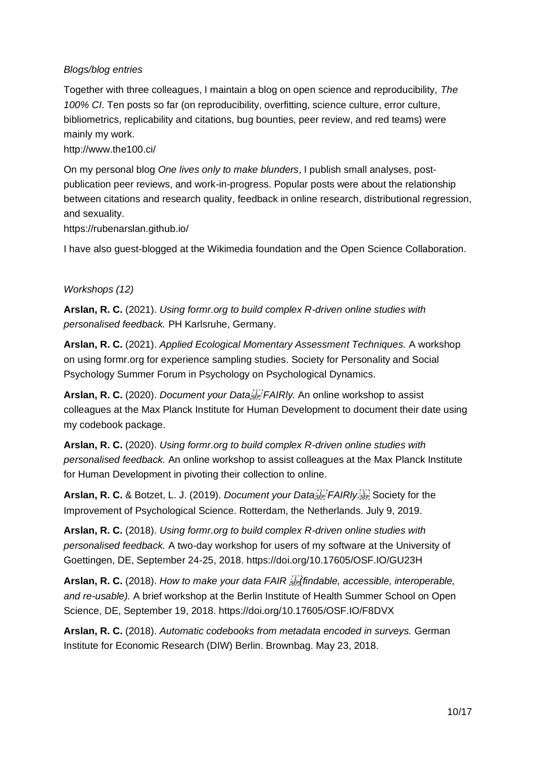*Blogs/blog entries*

Together with three colleagues, I maintain a blog on open science and reproducibility, *The 100% CI*. Ten posts so far (on reproducibility, overfitting, science culture, error culture, bibliometrics, replicability and citations, bug bounties, peer review, and red teams) were mainly my work.
http://www.the100.ci/

On my personal blog *One lives only to make blunders*, I publish small analyses, post-publication peer reviews, and work-in-progress. Popular posts were about the relationship between citations and research quality, feedback in online research, distributional regression, and sexuality.
https://rubenarslan.github.io/

I have also guest-blogged at the Wikimedia foundation and the Open Science Collaboration.

*Workshops (12)*

**Arslan, R. C.** (2021). *Using formr.org to build complex R-driven online studies with personalised feedback.* PH Karlsruhe, Germany.

**Arslan, R. C.** (2021). *Applied Ecological Momentary Assessment Techniques.* A workshop on using formr.org for experience sampling studies. Society for Personality and Social Psychology Summer Forum in Psychology on Psychological Dynamics.

**Arslan, R. C.** (2020). *Document your Data FAIRly.* An online workshop to assist colleagues at the Max Planck Institute for Human Development to document their date using my codebook package.

**Arslan, R. C.** (2020). *Using formr.org to build complex R-driven online studies with personalised feedback.* An online workshop to assist colleagues at the Max Planck Institute for Human Development in pivoting their collection to online.

**Arslan, R. C.** & Botzet, L. J. (2019). *Document your Data FAIRly*. Society for the Improvement of Psychological Science. Rotterdam, the Netherlands. July 9, 2019.

**Arslan, R. C.** (2018). *Using formr.org to build complex R-driven online studies with personalised feedback.* A two-day workshop for users of my software at the University of Goettingen, DE, September 24-25, 2018. https://doi.org/10.17605/OSF.IO/GU23H

**Arslan, R. C.** (2018). *How to make your data FAIR (findable, accessible, interoperable, and re-usable).* A brief workshop at the Berlin Institute of Health Summer School on Open Science, DE, September 19, 2018. https://doi.org/10.17605/OSF.IO/F8DVX

**Arslan, R. C.** (2018). *Automatic codebooks from metadata encoded in surveys.* German Institute for Economic Research (DIW) Berlin. Brownbag. May 23, 2018.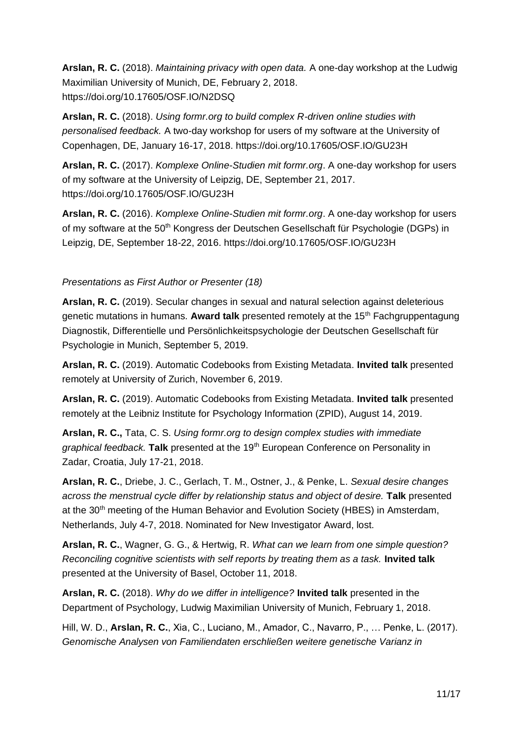**Arslan, R. C.** (2018). *Maintaining privacy with open data.* A one-day workshop at the Ludwig Maximilian University of Munich, DE, February 2, 2018. https://doi.org/10.17605/OSF.IO/N2DSQ

**Arslan, R. C.** (2018). *Using formr.org to build complex R-driven online studies with personalised feedback.* A two-day workshop for users of my software at the University of Copenhagen, DE, January 16-17, 2018. https://doi.org/10.17605/OSF.IO/GU23H

**Arslan, R. C.** (2017). *Komplexe Online-Studien mit formr.org*. A one-day workshop for users of my software at the University of Leipzig, DE, September 21, 2017. https://doi.org/10.17605/OSF.IO/GU23H

**Arslan, R. C.** (2016). *Komplexe Online-Studien mit formr.org*. A one-day workshop for users of my software at the 50th Kongress der Deutschen Gesellschaft für Psychologie (DGPs) in Leipzig, DE, September 18-22, 2016. https://doi.org/10.17605/OSF.IO/GU23H

*Presentations as First Author or Presenter (18)*

**Arslan, R. C.** (2019). Secular changes in sexual and natural selection against deleterious genetic mutations in humans. **Award talk** presented remotely at the 15th Fachgruppentagung Diagnostik, Differentielle und Persönlichkeitspsychologie der Deutschen Gesellschaft für Psychologie in Munich, September 5, 2019.

**Arslan, R. C.** (2019). Automatic Codebooks from Existing Metadata. **Invited talk** presented remotely at University of Zurich, November 6, 2019.

**Arslan, R. C.** (2019). Automatic Codebooks from Existing Metadata. **Invited talk** presented remotely at the Leibniz Institute for Psychology Information (ZPID), August 14, 2019.

**Arslan, R. C.,** Tata, C. S. *Using formr.org to design complex studies with immediate graphical feedback.* **Talk** presented at the 19th European Conference on Personality in Zadar, Croatia, July 17-21, 2018.

**Arslan, R. C.**, Driebe, J. C., Gerlach, T. M., Ostner, J., & Penke, L. *Sexual desire changes across the menstrual cycle differ by relationship status and object of desire.* **Talk** presented at the 30th meeting of the Human Behavior and Evolution Society (HBES) in Amsterdam, Netherlands, July 4-7, 2018. Nominated for New Investigator Award, lost.

**Arslan, R. C.**, Wagner, G. G., & Hertwig, R. *What can we learn from one simple question? Reconciling cognitive scientists with self reports by treating them as a task.* **Invited talk** presented at the University of Basel, October 11, 2018.

**Arslan, R. C.** (2018). *Why do we differ in intelligence?* **Invited talk** presented in the Department of Psychology, Ludwig Maximilian University of Munich, February 1, 2018.

Hill, W. D., **Arslan, R. C.**, Xia, C., Luciano, M., Amador, C., Navarro, P., … Penke, L. (2017). *Genomische Analysen von Familiendaten erschließen weitere genetische Varianz in*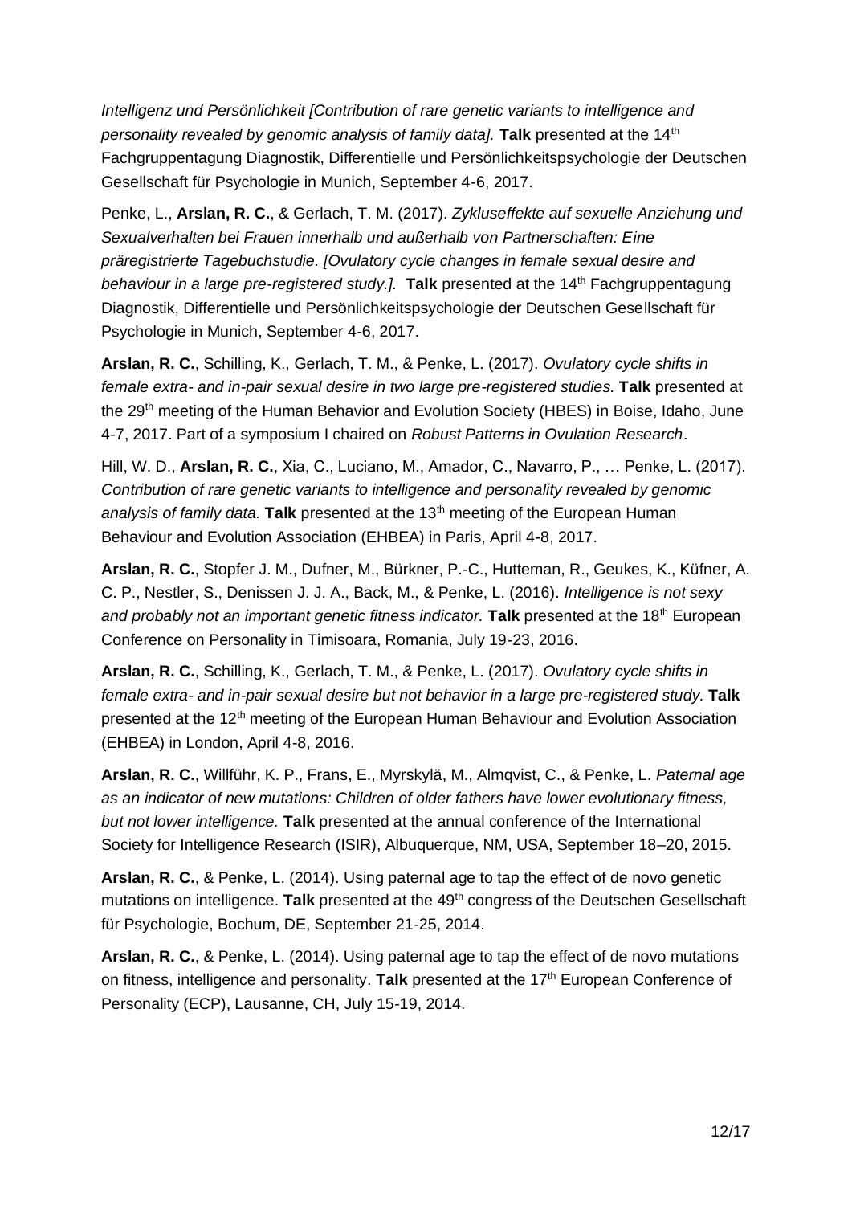*Intelligenz und Persönlichkeit [Contribution of rare genetic variants to intelligence and personality revealed by genomic analysis of family data].* **Talk** presented at the 14th Fachgruppentagung Diagnostik, Differentielle und Persönlichkeitspsychologie der Deutschen Gesellschaft für Psychologie in Munich, September 4-6, 2017.

Penke, L., **Arslan, R. C.**, & Gerlach, T. M. (2017). *Zykluseffekte auf sexuelle Anziehung und Sexualverhalten bei Frauen innerhalb und außerhalb von Partnerschaften: Eine präregistrierte Tagebuchstudie. [Ovulatory cycle changes in female sexual desire and behaviour in a large pre-registered study.].* **Talk** presented at the 14th Fachgruppentagung Diagnostik, Differentielle und Persönlichkeitspsychologie der Deutschen Gesellschaft für Psychologie in Munich, September 4-6, 2017.

**Arslan, R. C.**, Schilling, K., Gerlach, T. M., & Penke, L. (2017). *Ovulatory cycle shifts in female extra- and in-pair sexual desire in two large pre-registered studies.* **Talk** presented at the 29th meeting of the Human Behavior and Evolution Society (HBES) in Boise, Idaho, June 4-7, 2017. Part of a symposium I chaired on *Robust Patterns in Ovulation Research*.

Hill, W. D., **Arslan, R. C.**, Xia, C., Luciano, M., Amador, C., Navarro, P., … Penke, L. (2017). *Contribution of rare genetic variants to intelligence and personality revealed by genomic analysis of family data.* **Talk** presented at the 13th meeting of the European Human Behaviour and Evolution Association (EHBEA) in Paris, April 4-8, 2017.

**Arslan, R. C.**, Stopfer J. M., Dufner, M., Bürkner, P.-C., Hutteman, R., Geukes, K., Küfner, A. C. P., Nestler, S., Denissen J. J. A., Back, M., & Penke, L. (2016). *Intelligence is not sexy and probably not an important genetic fitness indicator.* **Talk** presented at the 18th European Conference on Personality in Timisoara, Romania, July 19-23, 2016.

**Arslan, R. C.**, Schilling, K., Gerlach, T. M., & Penke, L. (2017). *Ovulatory cycle shifts in female extra- and in-pair sexual desire but not behavior in a large pre-registered study.* **Talk** presented at the 12th meeting of the European Human Behaviour and Evolution Association (EHBEA) in London, April 4-8, 2016.

**Arslan, R. C.**, Willführ, K. P., Frans, E., Myrskylä, M., Almqvist, C., & Penke, L. *Paternal age as an indicator of new mutations: Children of older fathers have lower evolutionary fitness, but not lower intelligence.* **Talk** presented at the annual conference of the International Society for Intelligence Research (ISIR), Albuquerque, NM, USA, September 18–20, 2015.

**Arslan, R. C.**, & Penke, L. (2014). Using paternal age to tap the effect of de novo genetic mutations on intelligence. **Talk** presented at the 49th congress of the Deutschen Gesellschaft für Psychologie, Bochum, DE, September 21-25, 2014.

**Arslan, R. C.**, & Penke, L. (2014). Using paternal age to tap the effect of de novo mutations on fitness, intelligence and personality. **Talk** presented at the 17th European Conference of Personality (ECP), Lausanne, CH, July 15-19, 2014.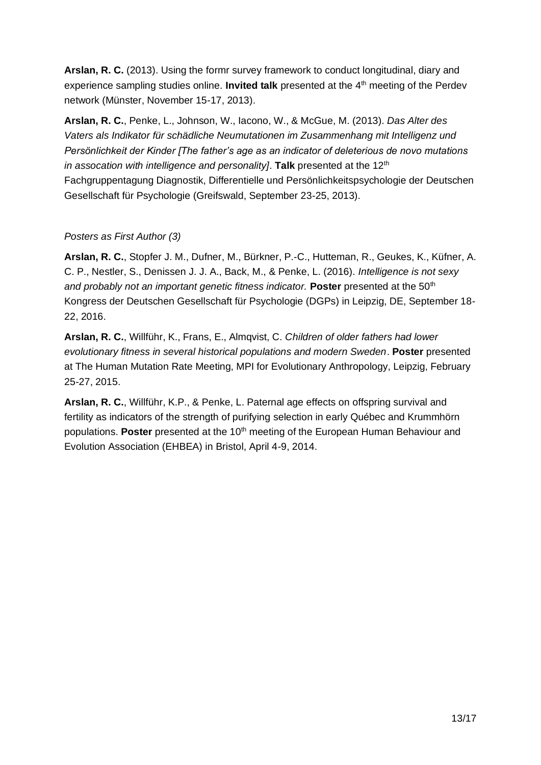**Arslan, R. C.** (2013). Using the formr survey framework to conduct longitudinal, diary and experience sampling studies online. **Invited talk** presented at the 4th meeting of the Perdev network (Münster, November 15-17, 2013).

**Arslan, R. C.**, Penke, L., Johnson, W., Iacono, W., & McGue, M. (2013). *Das Alter des Vaters als Indikator für schädliche Neumutationen im Zusammenhang mit Intelligenz und Persönlichkeit der Kinder [The father's age as an indicator of deleterious de novo mutations in assocation with intelligence and personality]*. **Talk** presented at the 12th Fachgruppentagung Diagnostik, Differentielle und Persönlichkeitspsychologie der Deutschen Gesellschaft für Psychologie (Greifswald, September 23-25, 2013).

*Posters as First Author (3)*

**Arslan, R. C.**, Stopfer J. M., Dufner, M., Bürkner, P.-C., Hutteman, R., Geukes, K., Küfner, A. C. P., Nestler, S., Denissen J. J. A., Back, M., & Penke, L. (2016). *Intelligence is not sexy and probably not an important genetic fitness indicator.* **Poster** presented at the 50th Kongress der Deutschen Gesellschaft für Psychologie (DGPs) in Leipzig, DE, September 18-22, 2016.

**Arslan, R. C.**, Willführ, K., Frans, E., Almqvist, C. *Children of older fathers had lower evolutionary fitness in several historical populations and modern Sweden*. **Poster** presented at The Human Mutation Rate Meeting, MPI for Evolutionary Anthropology, Leipzig, February 25-27, 2015.

**Arslan, R. C.**, Willführ, K.P., & Penke, L. Paternal age effects on offspring survival and fertility as indicators of the strength of purifying selection in early Québec and Krummhörn populations. **Poster** presented at the 10th meeting of the European Human Behaviour and Evolution Association (EHBEA) in Bristol, April 4-9, 2014.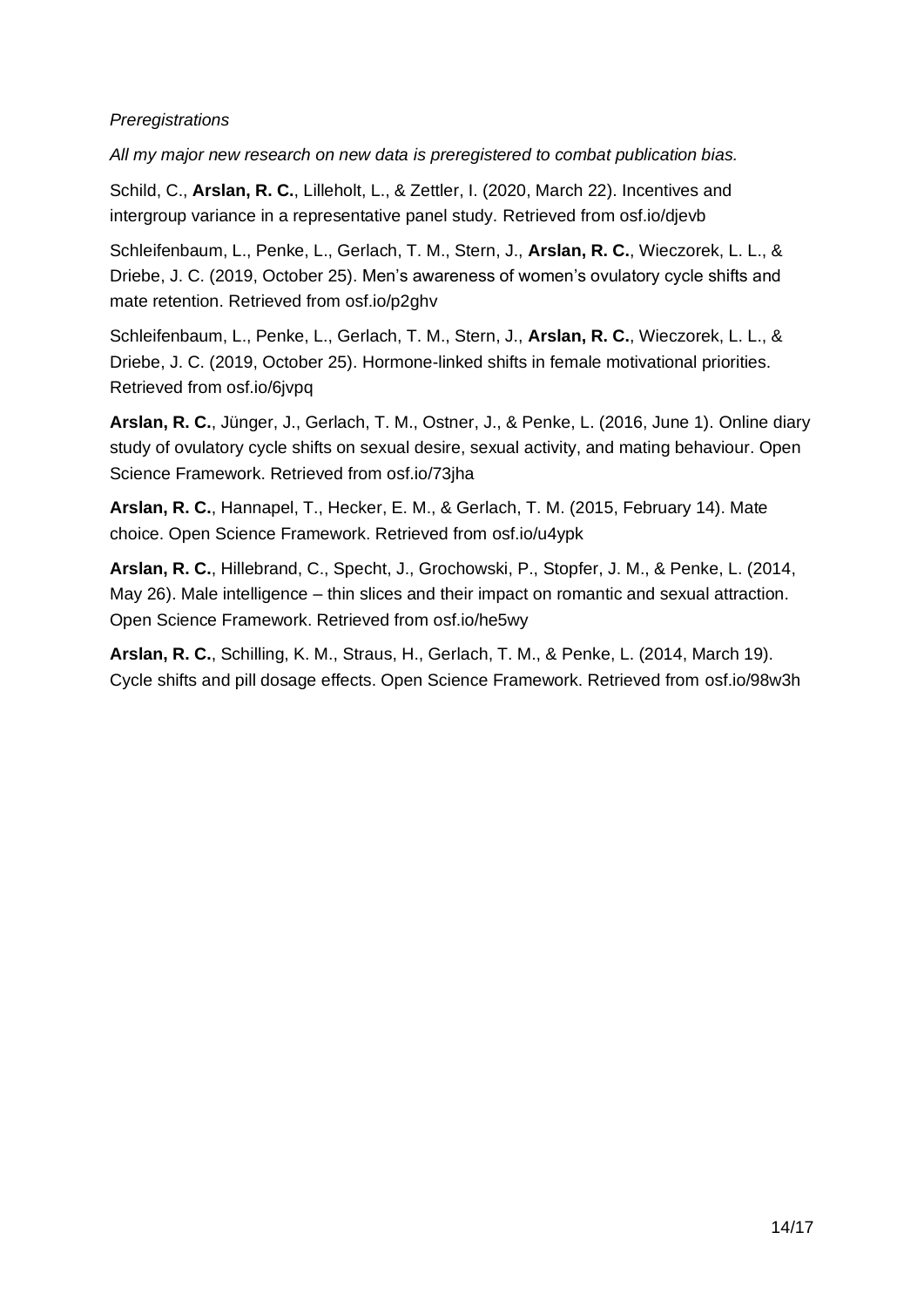*Preregistrations*

*All my major new research on new data is preregistered to combat publication bias.*

Schild, C., **Arslan, R. C.**, Lilleholt, L., & Zettler, I. (2020, March 22). Incentives and intergroup variance in a representative panel study. Retrieved from osf.io/djevb

Schleifenbaum, L., Penke, L., Gerlach, T. M., Stern, J., **Arslan, R. C.**, Wieczorek, L. L., & Driebe, J. C. (2019, October 25). Men's awareness of women's ovulatory cycle shifts and mate retention. Retrieved from osf.io/p2ghv

Schleifenbaum, L., Penke, L., Gerlach, T. M., Stern, J., **Arslan, R. C.**, Wieczorek, L. L., & Driebe, J. C. (2019, October 25). Hormone-linked shifts in female motivational priorities. Retrieved from osf.io/6jvpq

**Arslan, R. C.**, Jünger, J., Gerlach, T. M., Ostner, J., & Penke, L. (2016, June 1). Online diary study of ovulatory cycle shifts on sexual desire, sexual activity, and mating behaviour. Open Science Framework. Retrieved from osf.io/73jha

**Arslan, R. C.**, Hannapel, T., Hecker, E. M., & Gerlach, T. M. (2015, February 14). Mate choice. Open Science Framework. Retrieved from osf.io/u4ypk

**Arslan, R. C.**, Hillebrand, C., Specht, J., Grochowski, P., Stopfer, J. M., & Penke, L. (2014, May 26). Male intelligence – thin slices and their impact on romantic and sexual attraction. Open Science Framework. Retrieved from osf.io/he5wy

**Arslan, R. C.**, Schilling, K. M., Straus, H., Gerlach, T. M., & Penke, L. (2014, March 19). Cycle shifts and pill dosage effects. Open Science Framework. Retrieved from osf.io/98w3h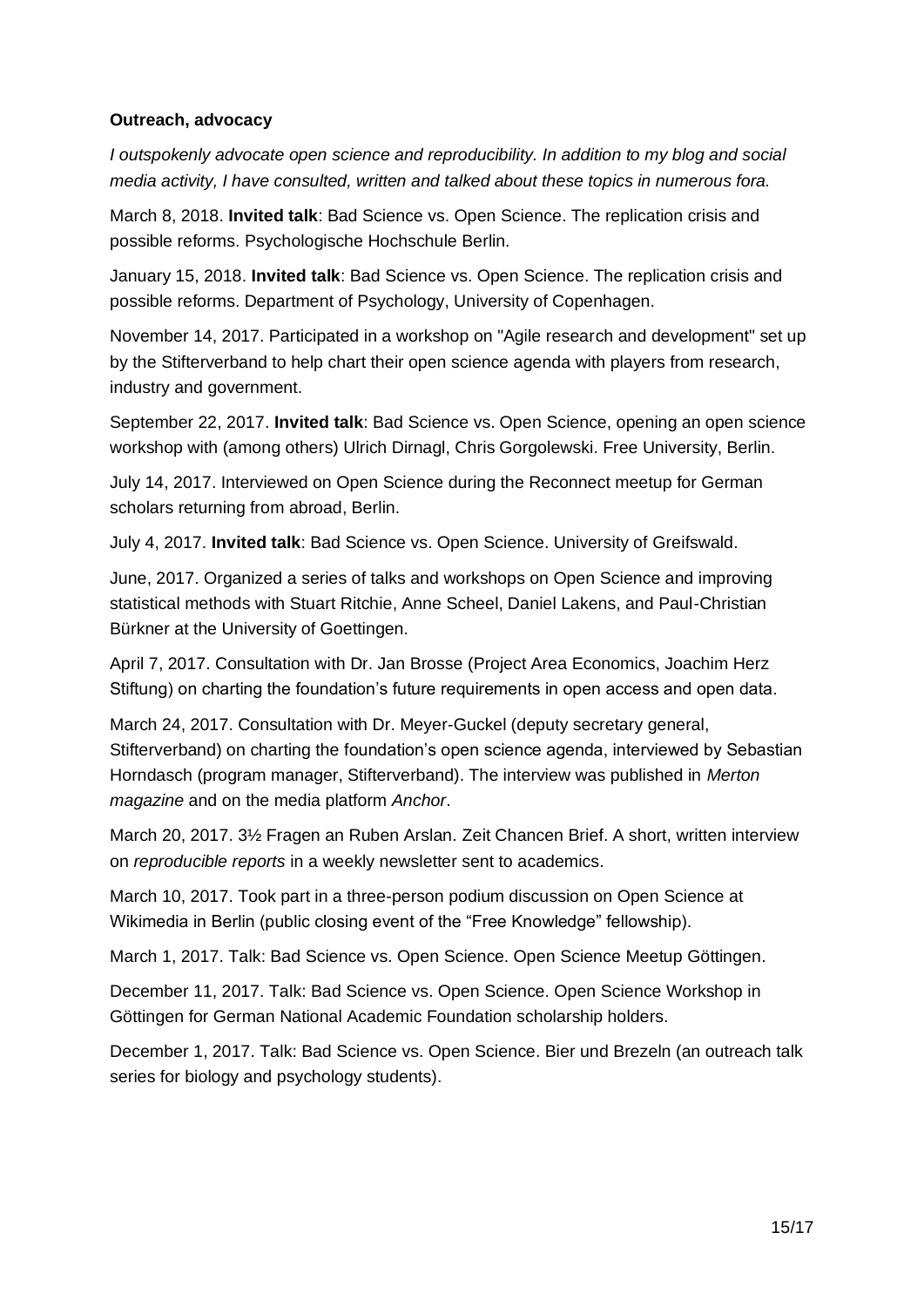**Outreach, advocacy**

*I outspokenly advocate open science and reproducibility. In addition to my blog and social media activity, I have consulted, written and talked about these topics in numerous fora.*

March 8, 2018. **Invited talk**: Bad Science vs. Open Science. The replication crisis and possible reforms. Psychologische Hochschule Berlin.

January 15, 2018. **Invited talk**: Bad Science vs. Open Science. The replication crisis and possible reforms. Department of Psychology, University of Copenhagen.

November 14, 2017. Participated in a workshop on "Agile research and development" set up by the Stifterverband to help chart their open science agenda with players from research, industry and government.

September 22, 2017. **Invited talk**: Bad Science vs. Open Science, opening an open science workshop with (among others) Ulrich Dirnagl, Chris Gorgolewski. Free University, Berlin.

July 14, 2017. Interviewed on Open Science during the Reconnect meetup for German scholars returning from abroad, Berlin.

July 4, 2017. **Invited talk**: Bad Science vs. Open Science. University of Greifswald.

June, 2017. Organized a series of talks and workshops on Open Science and improving statistical methods with Stuart Ritchie, Anne Scheel, Daniel Lakens, and Paul-Christian Bürkner at the University of Goettingen.

April 7, 2017. Consultation with Dr. Jan Brosse (Project Area Economics, Joachim Herz Stiftung) on charting the foundation's future requirements in open access and open data.

March 24, 2017. Consultation with Dr. Meyer-Guckel (deputy secretary general, Stifterverband) on charting the foundation's open science agenda, interviewed by Sebastian Horndasch (program manager, Stifterverband). The interview was published in *Merton magazine* and on the media platform *Anchor*.

March 20, 2017. 3½ Fragen an Ruben Arslan. Zeit Chancen Brief. A short, written interview on *reproducible reports* in a weekly newsletter sent to academics.

March 10, 2017. Took part in a three-person podium discussion on Open Science at Wikimedia in Berlin (public closing event of the "Free Knowledge" fellowship).

March 1, 2017. Talk: Bad Science vs. Open Science. Open Science Meetup Göttingen.

December 11, 2017. Talk: Bad Science vs. Open Science. Open Science Workshop in Göttingen for German National Academic Foundation scholarship holders.

December 1, 2017. Talk: Bad Science vs. Open Science. Bier und Brezeln (an outreach talk series for biology and psychology students).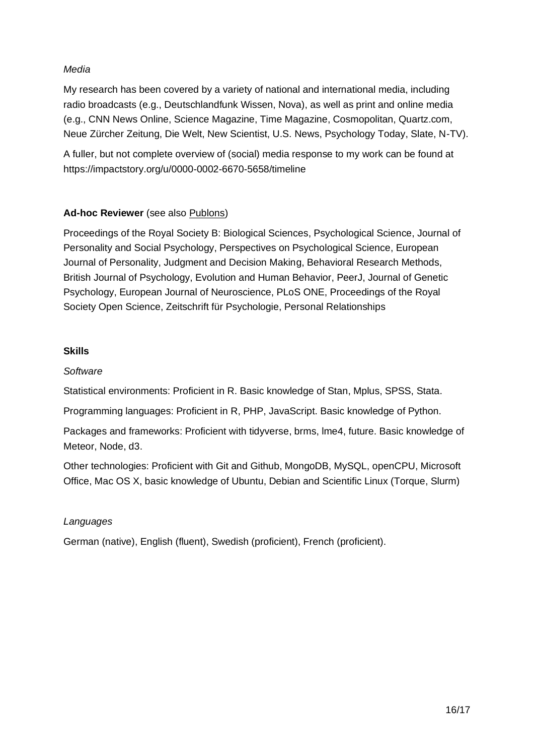*Media*

My research has been covered by a variety of national and international media, including radio broadcasts (e.g., Deutschlandfunk Wissen, Nova), as well as print and online media (e.g., CNN News Online, Science Magazine, Time Magazine, Cosmopolitan, Quartz.com, Neue Zürcher Zeitung, Die Welt, New Scientist, U.S. News, Psychology Today, Slate, N-TV).

A fuller, but not complete overview of (social) media response to my work can be found at https://impactstory.org/u/0000-0002-6670-5658/timeline

**Ad-hoc Reviewer** (see also Publons)

Proceedings of the Royal Society B: Biological Sciences, Psychological Science, Journal of Personality and Social Psychology, Perspectives on Psychological Science, European Journal of Personality, Judgment and Decision Making, Behavioral Research Methods, British Journal of Psychology, Evolution and Human Behavior, PeerJ, Journal of Genetic Psychology, European Journal of Neuroscience, PLoS ONE, Proceedings of the Royal Society Open Science, Zeitschrift für Psychologie, Personal Relationships

**Skills**

*Software*

Statistical environments: Proficient in R. Basic knowledge of Stan, Mplus, SPSS, Stata.

Programming languages: Proficient in R, PHP, JavaScript. Basic knowledge of Python.

Packages and frameworks: Proficient with tidyverse, brms, lme4, future. Basic knowledge of Meteor, Node, d3.

Other technologies: Proficient with Git and Github, MongoDB, MySQL, openCPU, Microsoft Office, Mac OS X, basic knowledge of Ubuntu, Debian and Scientific Linux (Torque, Slurm)

*Languages*

German (native), English (fluent), Swedish (proficient), French (proficient).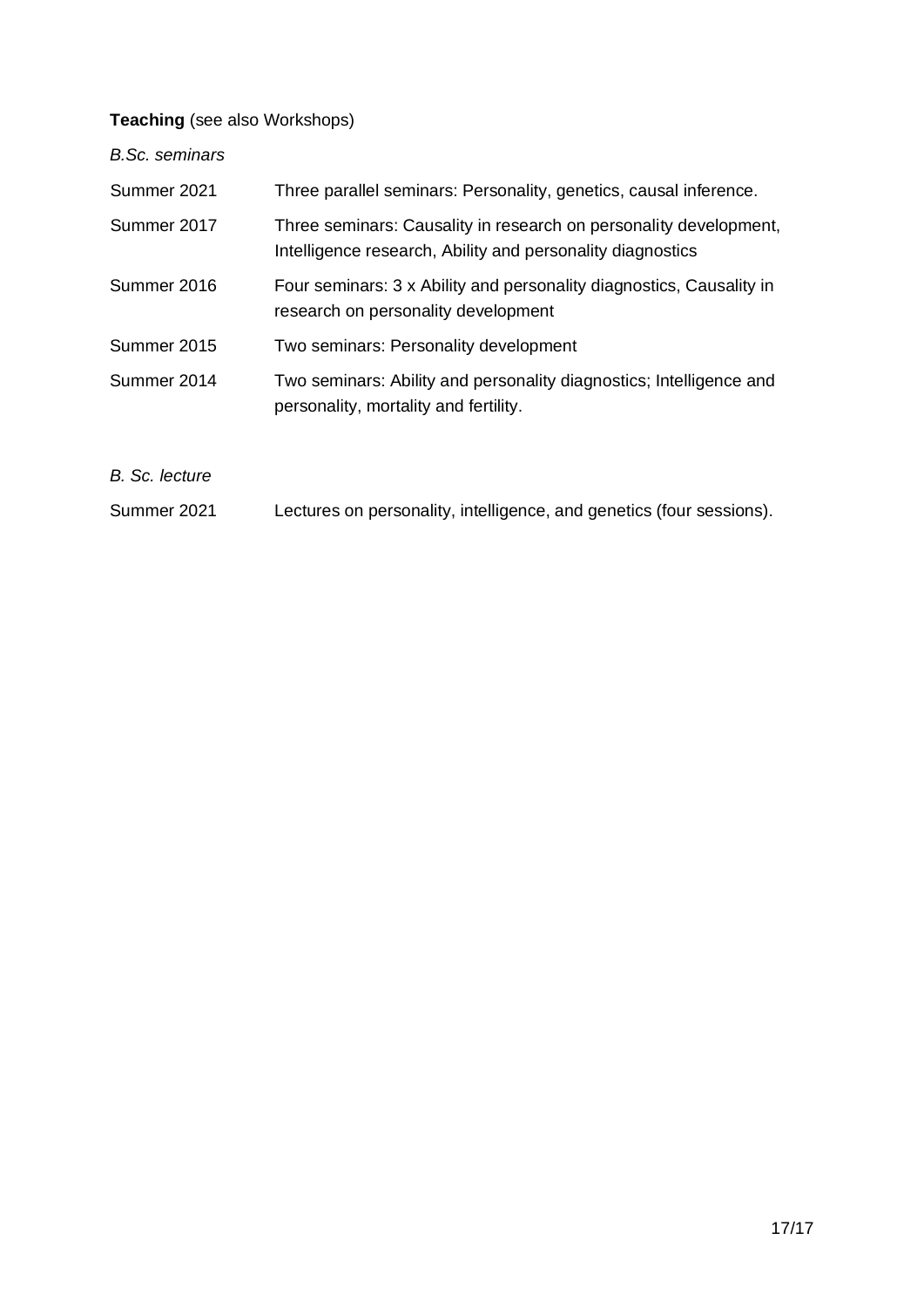**Teaching** (see also Workshops)

*B.Sc. seminars*

| | |
|---|---|
| Summer 2021 | Three parallel seminars: Personality, genetics, causal inference. |
| Summer 2017 | Three seminars: Causality in research on personality development, Intelligence research, Ability and personality diagnostics |
| Summer 2016 | Four seminars: 3 x Ability and personality diagnostics, Causality in research on personality development |
| Summer 2015 | Two seminars: Personality development |
| Summer 2014 | Two seminars: Ability and personality diagnostics; Intelligence and personality, mortality and fertility. |

*B. Sc. lecture*

| | |
|---|---|
| Summer 2021 | Lectures on personality, intelligence, and genetics (four sessions). |